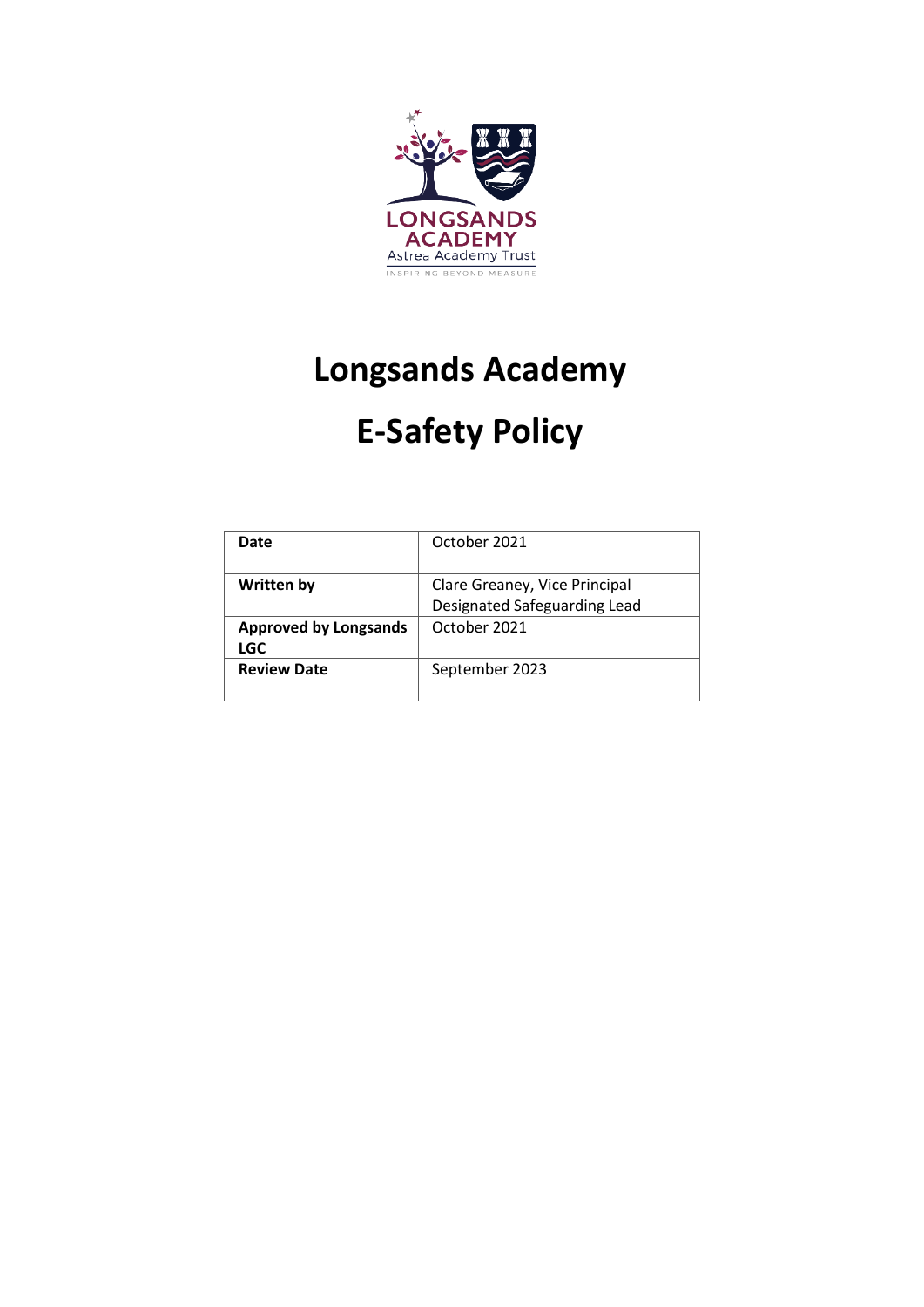# Longsands Academy

# E-Safety Policy

| Date | October 2021 |
|---|---|
| **Written by** | Clare Greaney, Vice Principal Designated Safeguarding Lead |
| **Approved by Longsands LGC** | October 2021 |
| **Review Date** | September 2023 |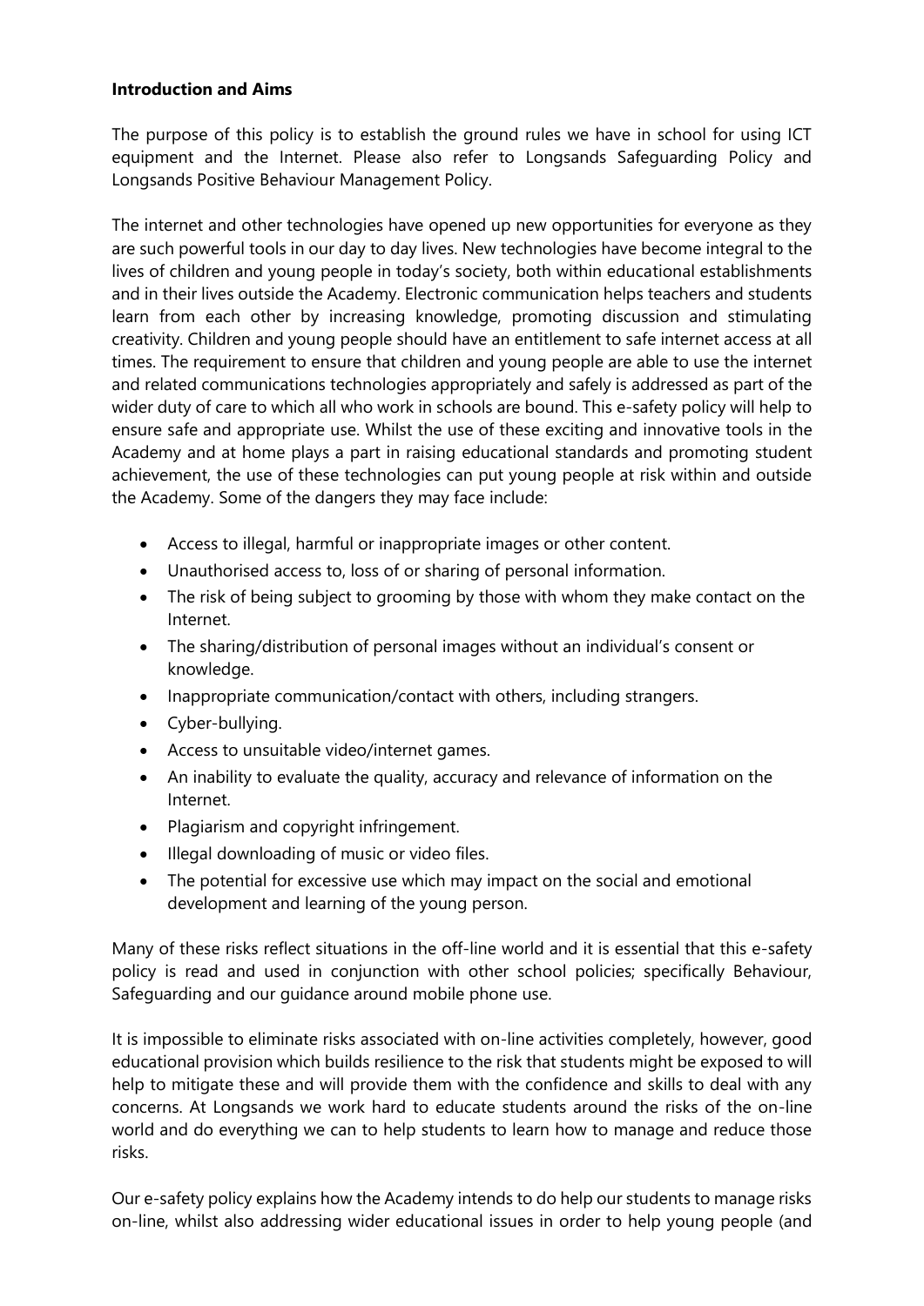**Introduction and Aims**

The purpose of this policy is to establish the ground rules we have in school for using ICT equipment and the Internet. Please also refer to Longsands Safeguarding Policy and Longsands Positive Behaviour Management Policy.

The internet and other technologies have opened up new opportunities for everyone as they are such powerful tools in our day to day lives. New technologies have become integral to the lives of children and young people in today's society, both within educational establishments and in their lives outside the Academy. Electronic communication helps teachers and students learn from each other by increasing knowledge, promoting discussion and stimulating creativity. Children and young people should have an entitlement to safe internet access at all times. The requirement to ensure that children and young people are able to use the internet and related communications technologies appropriately and safely is addressed as part of the wider duty of care to which all who work in schools are bound. This e-safety policy will help to ensure safe and appropriate use. Whilst the use of these exciting and innovative tools in the Academy and at home plays a part in raising educational standards and promoting student achievement, the use of these technologies can put young people at risk within and outside the Academy. Some of the dangers they may face include:

- Access to illegal, harmful or inappropriate images or other content.
- Unauthorised access to, loss of or sharing of personal information.
- The risk of being subject to grooming by those with whom they make contact on the Internet.
- The sharing/distribution of personal images without an individual's consent or knowledge.
- Inappropriate communication/contact with others, including strangers.
- Cyber-bullying.
- Access to unsuitable video/internet games.
- An inability to evaluate the quality, accuracy and relevance of information on the Internet.
- Plagiarism and copyright infringement.
- Illegal downloading of music or video files.
- The potential for excessive use which may impact on the social and emotional development and learning of the young person.

Many of these risks reflect situations in the off-line world and it is essential that this e-safety policy is read and used in conjunction with other school policies; specifically Behaviour, Safeguarding and our guidance around mobile phone use.

It is impossible to eliminate risks associated with on-line activities completely, however, good educational provision which builds resilience to the risk that students might be exposed to will help to mitigate these and will provide them with the confidence and skills to deal with any concerns. At Longsands we work hard to educate students around the risks of the on-line world and do everything we can to help students to learn how to manage and reduce those risks.

Our e-safety policy explains how the Academy intends to do help our students to manage risks on-line, whilst also addressing wider educational issues in order to help young people (and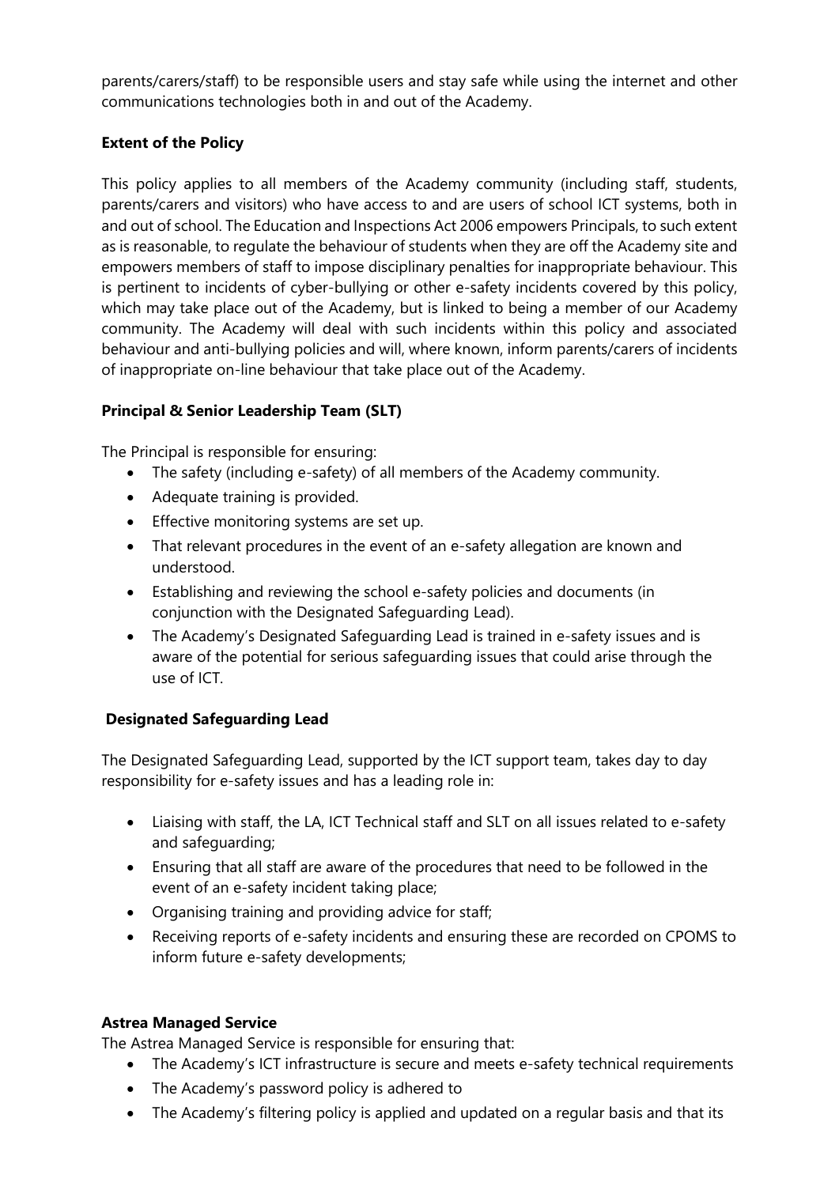parents/carers/staff) to be responsible users and stay safe while using the internet and other communications technologies both in and out of the Academy.

**Extent of the Policy**

This policy applies to all members of the Academy community (including staff, students, parents/carers and visitors) who have access to and are users of school ICT systems, both in and out of school. The Education and Inspections Act 2006 empowers Principals, to such extent as is reasonable, to regulate the behaviour of students when they are off the Academy site and empowers members of staff to impose disciplinary penalties for inappropriate behaviour. This is pertinent to incidents of cyber-bullying or other e-safety incidents covered by this policy, which may take place out of the Academy, but is linked to being a member of our Academy community. The Academy will deal with such incidents within this policy and associated behaviour and anti-bullying policies and will, where known, inform parents/carers of incidents of inappropriate on-line behaviour that take place out of the Academy.

**Principal & Senior Leadership Team (SLT)**

The Principal is responsible for ensuring:

- The safety (including e-safety) of all members of the Academy community.
- Adequate training is provided.
- Effective monitoring systems are set up.
- That relevant procedures in the event of an e-safety allegation are known and understood.
- Establishing and reviewing the school e-safety policies and documents (in conjunction with the Designated Safeguarding Lead).
- The Academy's Designated Safeguarding Lead is trained in e-safety issues and is aware of the potential for serious safeguarding issues that could arise through the use of ICT.

**Designated Safeguarding Lead**

The Designated Safeguarding Lead, supported by the ICT support team, takes day to day responsibility for e-safety issues and has a leading role in:

- Liaising with staff, the LA, ICT Technical staff and SLT on all issues related to e-safety and safeguarding;
- Ensuring that all staff are aware of the procedures that need to be followed in the event of an e-safety incident taking place;
- Organising training and providing advice for staff;
- Receiving reports of e-safety incidents and ensuring these are recorded on CPOMS to inform future e-safety developments;

**Astrea Managed Service**

The Astrea Managed Service is responsible for ensuring that:

- The Academy's ICT infrastructure is secure and meets e-safety technical requirements
- The Academy's password policy is adhered to
- The Academy's filtering policy is applied and updated on a regular basis and that its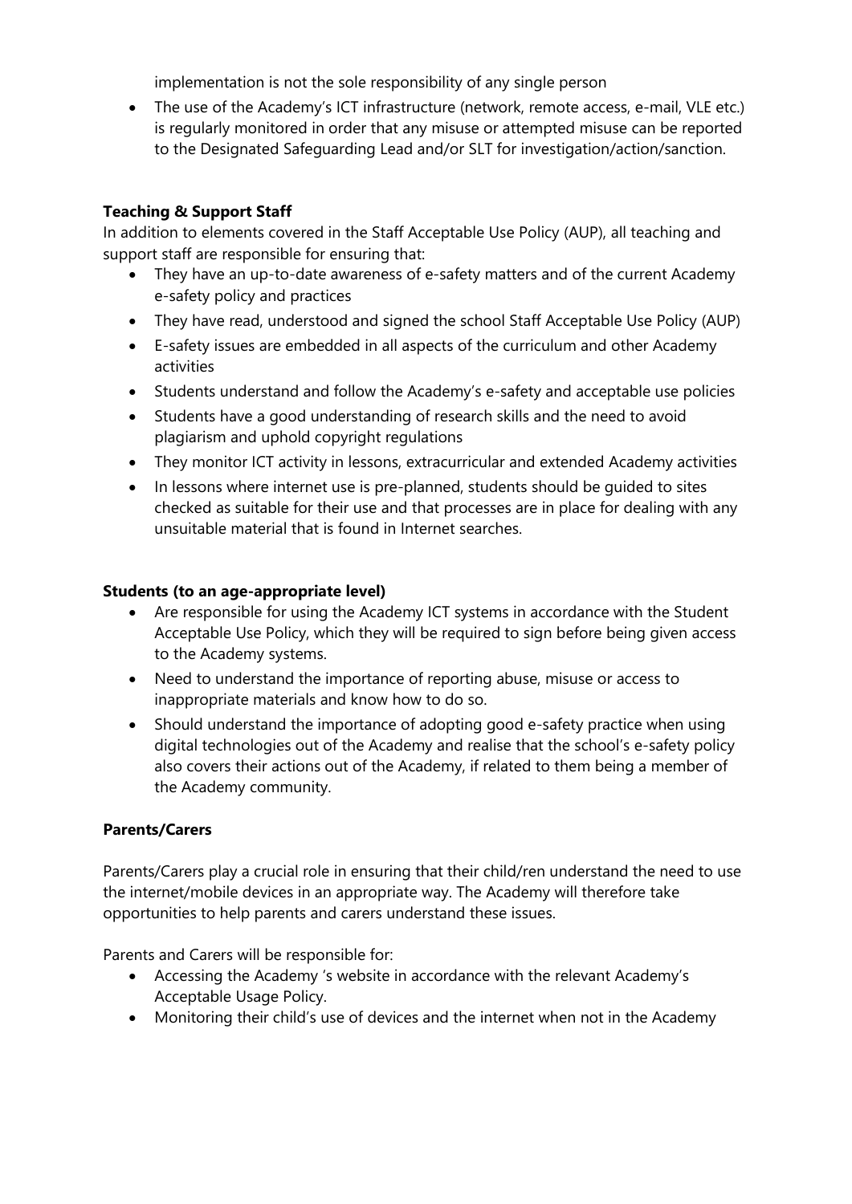implementation is not the sole responsibility of any single person

- The use of the Academy's ICT infrastructure (network, remote access, e-mail, VLE etc.) is regularly monitored in order that any misuse or attempted misuse can be reported to the Designated Safeguarding Lead and/or SLT for investigation/action/sanction.

**Teaching & Support Staff**

In addition to elements covered in the Staff Acceptable Use Policy (AUP), all teaching and support staff are responsible for ensuring that:

- They have an up-to-date awareness of e-safety matters and of the current Academy e-safety policy and practices
- They have read, understood and signed the school Staff Acceptable Use Policy (AUP)
- E-safety issues are embedded in all aspects of the curriculum and other Academy activities
- Students understand and follow the Academy's e-safety and acceptable use policies
- Students have a good understanding of research skills and the need to avoid plagiarism and uphold copyright regulations
- They monitor ICT activity in lessons, extracurricular and extended Academy activities
- In lessons where internet use is pre-planned, students should be guided to sites checked as suitable for their use and that processes are in place for dealing with any unsuitable material that is found in Internet searches.

**Students (to an age-appropriate level)**

- Are responsible for using the Academy ICT systems in accordance with the Student Acceptable Use Policy, which they will be required to sign before being given access to the Academy systems.
- Need to understand the importance of reporting abuse, misuse or access to inappropriate materials and know how to do so.
- Should understand the importance of adopting good e-safety practice when using digital technologies out of the Academy and realise that the school's e-safety policy also covers their actions out of the Academy, if related to them being a member of the Academy community.

**Parents/Carers**

Parents/Carers play a crucial role in ensuring that their child/ren understand the need to use the internet/mobile devices in an appropriate way. The Academy will therefore take opportunities to help parents and carers understand these issues.

Parents and Carers will be responsible for:

- Accessing the Academy 's website in accordance with the relevant Academy's Acceptable Usage Policy.
- Monitoring their child's use of devices and the internet when not in the Academy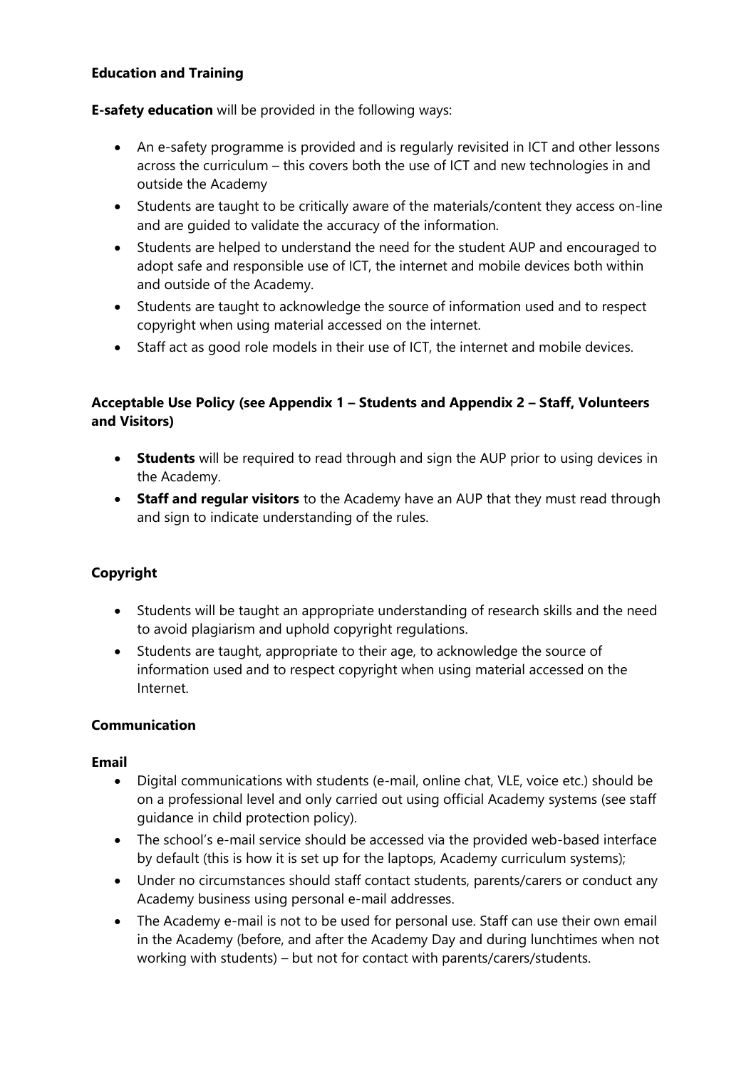**Education and Training**

**E-safety education** will be provided in the following ways:

- An e-safety programme is provided and is regularly revisited in ICT and other lessons across the curriculum – this covers both the use of ICT and new technologies in and outside the Academy
- Students are taught to be critically aware of the materials/content they access on-line and are guided to validate the accuracy of the information.
- Students are helped to understand the need for the student AUP and encouraged to adopt safe and responsible use of ICT, the internet and mobile devices both within and outside of the Academy.
- Students are taught to acknowledge the source of information used and to respect copyright when using material accessed on the internet.
- Staff act as good role models in their use of ICT, the internet and mobile devices.

**Acceptable Use Policy (see Appendix 1 – Students and Appendix 2 – Staff, Volunteers and Visitors)**

- **Students** will be required to read through and sign the AUP prior to using devices in the Academy.
- **Staff and regular visitors** to the Academy have an AUP that they must read through and sign to indicate understanding of the rules.

**Copyright**

- Students will be taught an appropriate understanding of research skills and the need to avoid plagiarism and uphold copyright regulations.
- Students are taught, appropriate to their age, to acknowledge the source of information used and to respect copyright when using material accessed on the Internet.

**Communication**

**Email**

- Digital communications with students (e-mail, online chat, VLE, voice etc.) should be on a professional level and only carried out using official Academy systems (see staff guidance in child protection policy).
- The school's e-mail service should be accessed via the provided web-based interface by default (this is how it is set up for the laptops, Academy curriculum systems);
- Under no circumstances should staff contact students, parents/carers or conduct any Academy business using personal e-mail addresses.
- The Academy e-mail is not to be used for personal use. Staff can use their own email in the Academy (before, and after the Academy Day and during lunchtimes when not working with students) – but not for contact with parents/carers/students.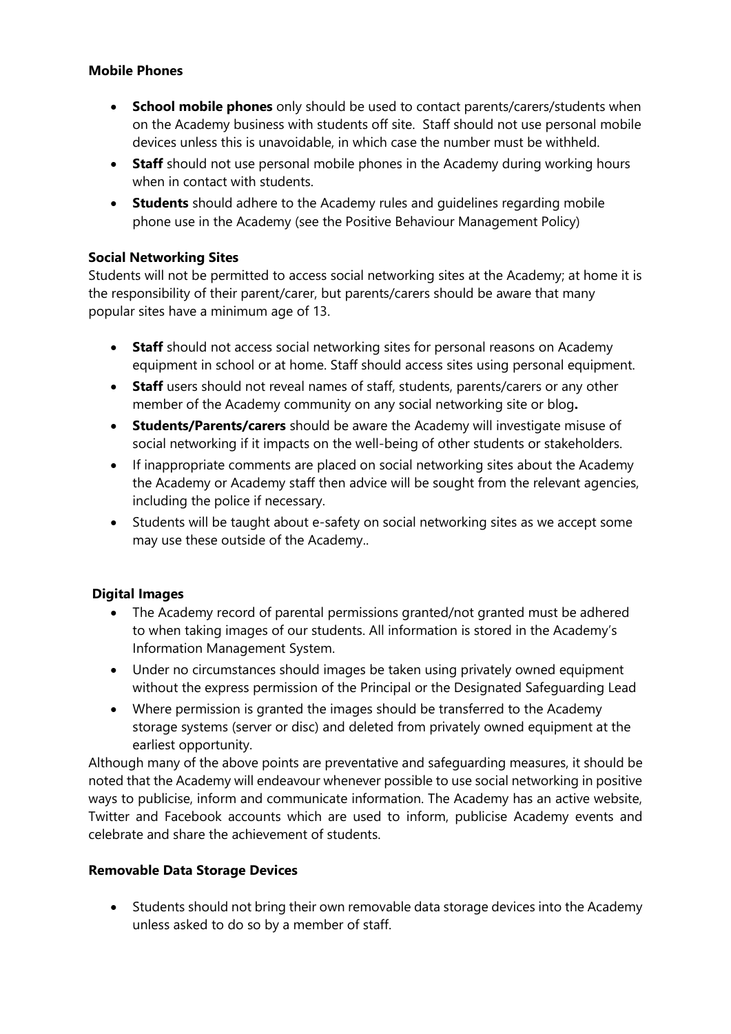**Mobile Phones**

- **School mobile phones** only should be used to contact parents/carers/students when on the Academy business with students off site. Staff should not use personal mobile devices unless this is unavoidable, in which case the number must be withheld.
- **Staff** should not use personal mobile phones in the Academy during working hours when in contact with students.
- **Students** should adhere to the Academy rules and guidelines regarding mobile phone use in the Academy (see the Positive Behaviour Management Policy)

**Social Networking Sites**

Students will not be permitted to access social networking sites at the Academy; at home it is the responsibility of their parent/carer, but parents/carers should be aware that many popular sites have a minimum age of 13.

- **Staff** should not access social networking sites for personal reasons on Academy equipment in school or at home. Staff should access sites using personal equipment.
- **Staff** users should not reveal names of staff, students, parents/carers or any other member of the Academy community on any social networking site or blog**.**
- **Students/Parents/carers** should be aware the Academy will investigate misuse of social networking if it impacts on the well-being of other students or stakeholders.
- If inappropriate comments are placed on social networking sites about the Academy the Academy or Academy staff then advice will be sought from the relevant agencies, including the police if necessary.
- Students will be taught about e-safety on social networking sites as we accept some may use these outside of the Academy..

**Digital Images**

- The Academy record of parental permissions granted/not granted must be adhered to when taking images of our students. All information is stored in the Academy's Information Management System.
- Under no circumstances should images be taken using privately owned equipment without the express permission of the Principal or the Designated Safeguarding Lead
- Where permission is granted the images should be transferred to the Academy storage systems (server or disc) and deleted from privately owned equipment at the earliest opportunity.

Although many of the above points are preventative and safeguarding measures, it should be noted that the Academy will endeavour whenever possible to use social networking in positive ways to publicise, inform and communicate information. The Academy has an active website, Twitter and Facebook accounts which are used to inform, publicise Academy events and celebrate and share the achievement of students.

**Removable Data Storage Devices**

- Students should not bring their own removable data storage devices into the Academy unless asked to do so by a member of staff.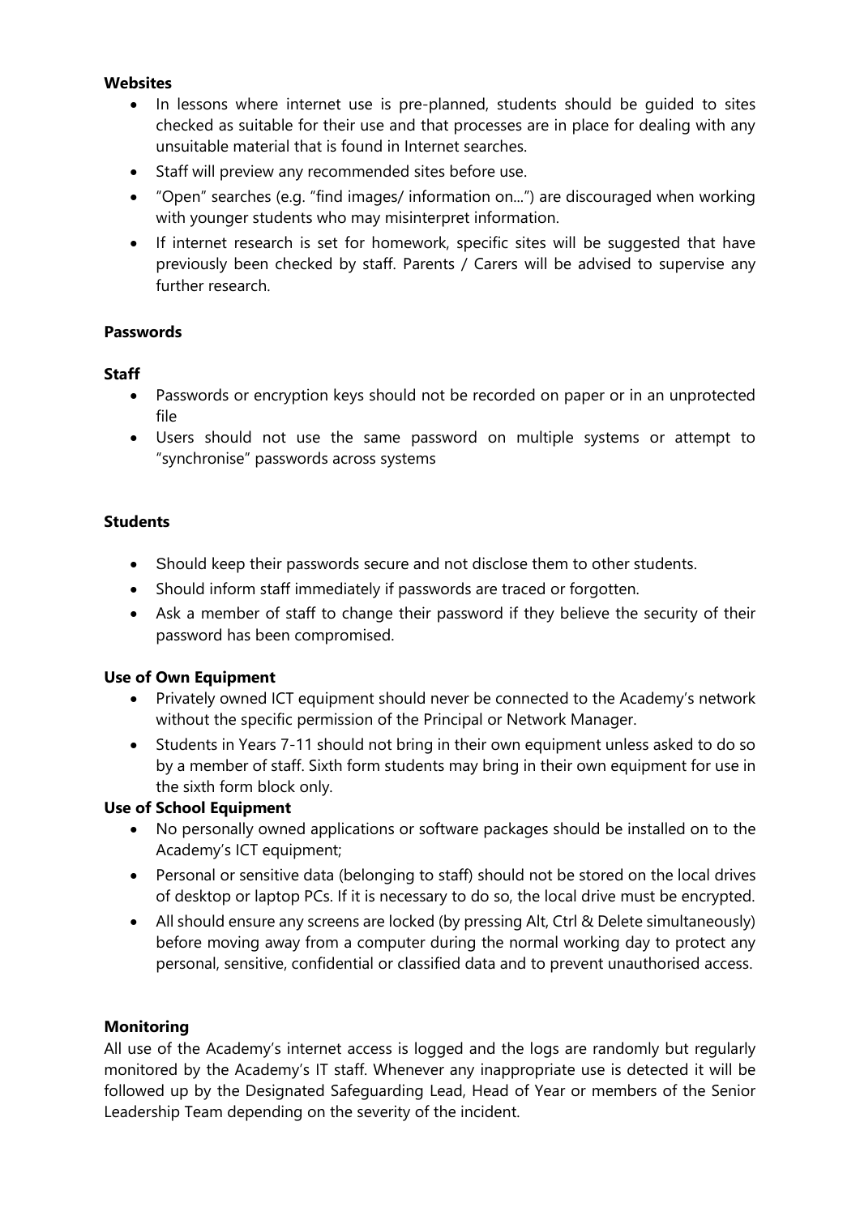**Websites**

- In lessons where internet use is pre-planned, students should be guided to sites checked as suitable for their use and that processes are in place for dealing with any unsuitable material that is found in Internet searches.
- Staff will preview any recommended sites before use.
- "Open" searches (e.g. "find images/ information on…") are discouraged when working with younger students who may misinterpret information.
- If internet research is set for homework, specific sites will be suggested that have previously been checked by staff. Parents / Carers will be advised to supervise any further research.

**Passwords**

**Staff**

- Passwords or encryption keys should not be recorded on paper or in an unprotected file
- Users should not use the same password on multiple systems or attempt to "synchronise" passwords across systems

**Students**

- Should keep their passwords secure and not disclose them to other students.
- Should inform staff immediately if passwords are traced or forgotten.
- Ask a member of staff to change their password if they believe the security of their password has been compromised.

**Use of Own Equipment**

- Privately owned ICT equipment should never be connected to the Academy's network without the specific permission of the Principal or Network Manager.
- Students in Years 7-11 should not bring in their own equipment unless asked to do so by a member of staff. Sixth form students may bring in their own equipment for use in the sixth form block only.

**Use of School Equipment**

- No personally owned applications or software packages should be installed on to the Academy's ICT equipment;
- Personal or sensitive data (belonging to staff) should not be stored on the local drives of desktop or laptop PCs. If it is necessary to do so, the local drive must be encrypted.
- All should ensure any screens are locked (by pressing Alt, Ctrl & Delete simultaneously) before moving away from a computer during the normal working day to protect any personal, sensitive, confidential or classified data and to prevent unauthorised access.

**Monitoring**

All use of the Academy's internet access is logged and the logs are randomly but regularly monitored by the Academy's IT staff. Whenever any inappropriate use is detected it will be followed up by the Designated Safeguarding Lead, Head of Year or members of the Senior Leadership Team depending on the severity of the incident.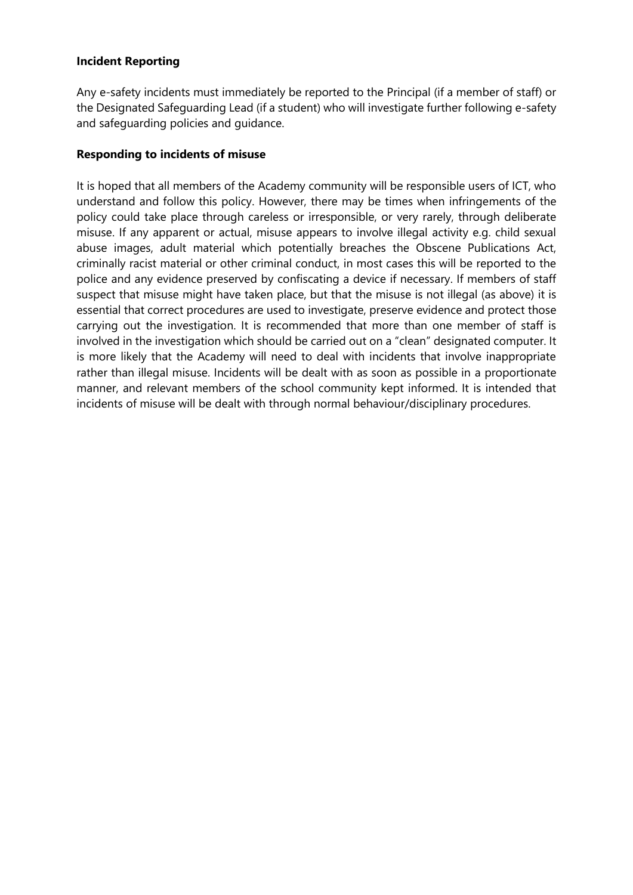**Incident Reporting**

Any e-safety incidents must immediately be reported to the Principal (if a member of staff) or the Designated Safeguarding Lead (if a student) who will investigate further following e-safety and safeguarding policies and guidance.

**Responding to incidents of misuse**

It is hoped that all members of the Academy community will be responsible users of ICT, who understand and follow this policy. However, there may be times when infringements of the policy could take place through careless or irresponsible, or very rarely, through deliberate misuse. If any apparent or actual, misuse appears to involve illegal activity e.g. child sexual abuse images, adult material which potentially breaches the Obscene Publications Act, criminally racist material or other criminal conduct, in most cases this will be reported to the police and any evidence preserved by confiscating a device if necessary. If members of staff suspect that misuse might have taken place, but that the misuse is not illegal (as above) it is essential that correct procedures are used to investigate, preserve evidence and protect those carrying out the investigation. It is recommended that more than one member of staff is involved in the investigation which should be carried out on a "clean" designated computer. It is more likely that the Academy will need to deal with incidents that involve inappropriate rather than illegal misuse. Incidents will be dealt with as soon as possible in a proportionate manner, and relevant members of the school community kept informed. It is intended that incidents of misuse will be dealt with through normal behaviour/disciplinary procedures.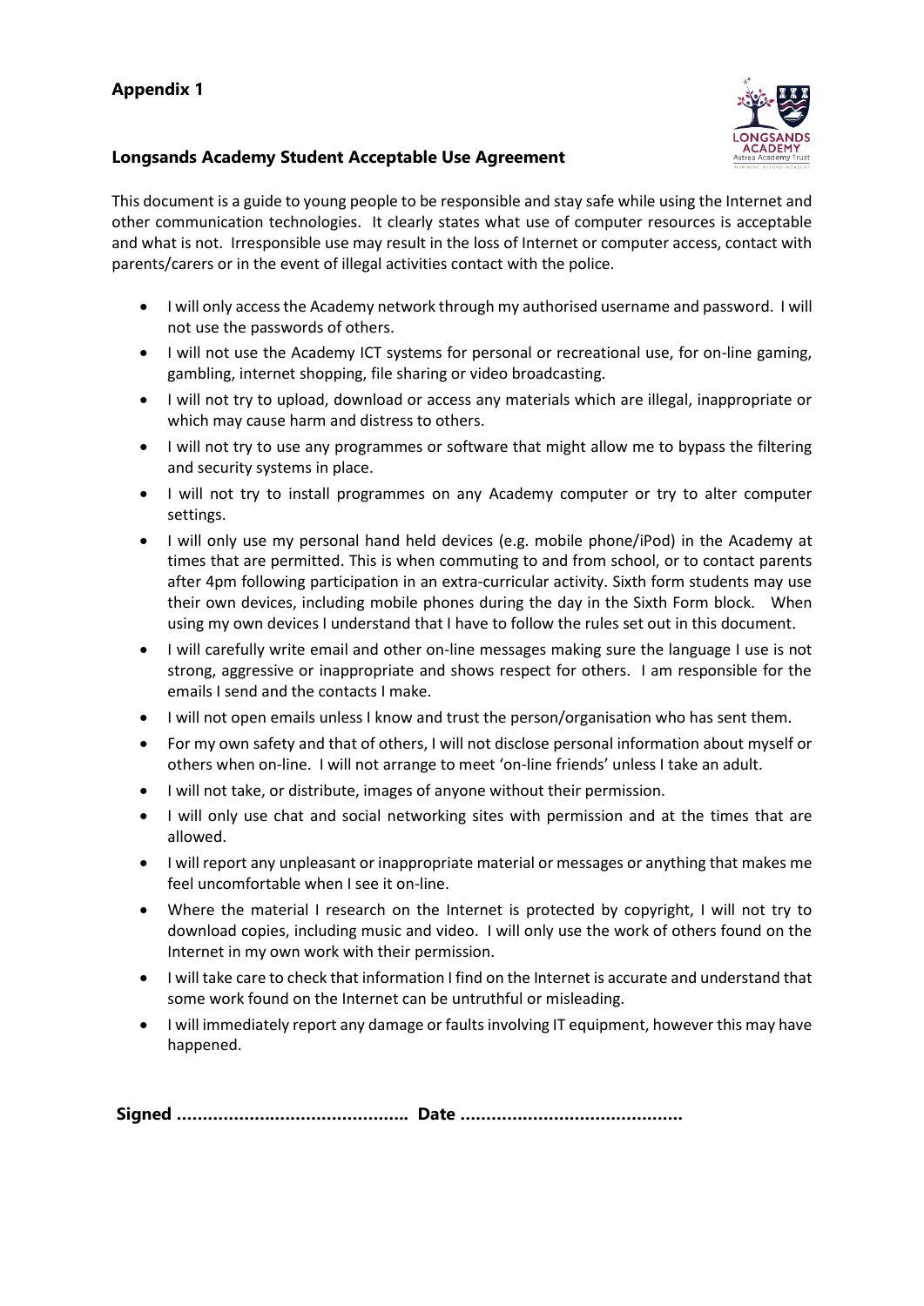**Appendix 1**

**Longsands Academy Student Acceptable Use Agreement**

This document is a guide to young people to be responsible and stay safe while using the Internet and other communication technologies. It clearly states what use of computer resources is acceptable and what is not. Irresponsible use may result in the loss of Internet or computer access, contact with parents/carers or in the event of illegal activities contact with the police.

- I will only access the Academy network through my authorised username and password. I will not use the passwords of others.
- I will not use the Academy ICT systems for personal or recreational use, for on-line gaming, gambling, internet shopping, file sharing or video broadcasting.
- I will not try to upload, download or access any materials which are illegal, inappropriate or which may cause harm and distress to others.
- I will not try to use any programmes or software that might allow me to bypass the filtering and security systems in place.
- I will not try to install programmes on any Academy computer or try to alter computer settings.
- I will only use my personal hand held devices (e.g. mobile phone/iPod) in the Academy at times that are permitted. This is when commuting to and from school, or to contact parents after 4pm following participation in an extra-curricular activity. Sixth form students may use their own devices, including mobile phones during the day in the Sixth Form block. When using my own devices I understand that I have to follow the rules set out in this document.
- I will carefully write email and other on-line messages making sure the language I use is not strong, aggressive or inappropriate and shows respect for others. I am responsible for the emails I send and the contacts I make.
- I will not open emails unless I know and trust the person/organisation who has sent them.
- For my own safety and that of others, I will not disclose personal information about myself or others when on-line. I will not arrange to meet 'on-line friends' unless I take an adult.
- I will not take, or distribute, images of anyone without their permission.
- I will only use chat and social networking sites with permission and at the times that are allowed.
- I will report any unpleasant or inappropriate material or messages or anything that makes me feel uncomfortable when I see it on-line.
- Where the material I research on the Internet is protected by copyright, I will not try to download copies, including music and video. I will only use the work of others found on the Internet in my own work with their permission.
- I will take care to check that information I find on the Internet is accurate and understand that some work found on the Internet can be untruthful or misleading.
- I will immediately report any damage or faults involving IT equipment, however this may have happened.

**Signed ............................................ Date ..........................................**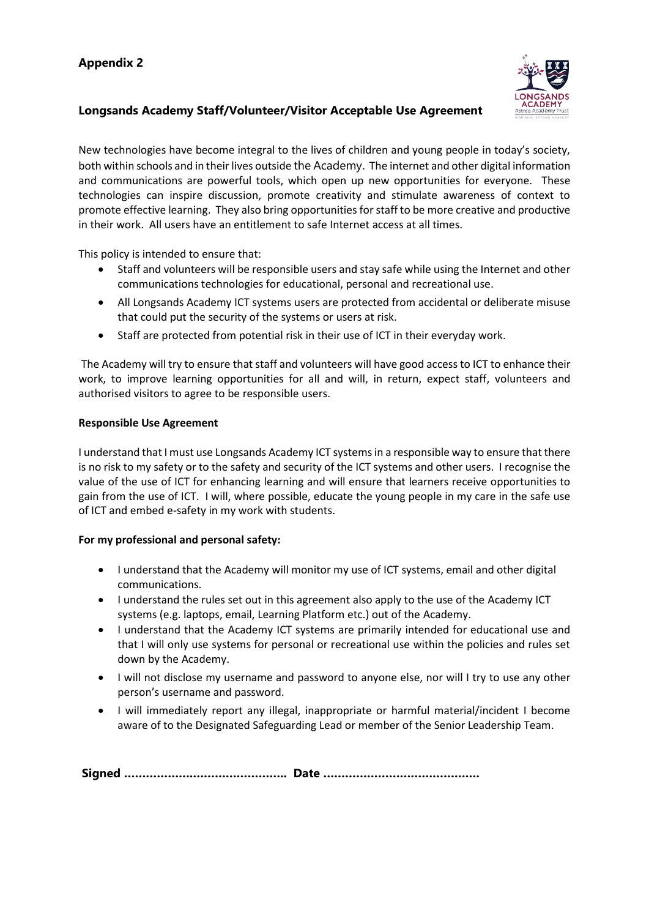## Appendix 2

### Longsands Academy Staff/Volunteer/Visitor Acceptable Use Agreement

New technologies have become integral to the lives of children and young people in today's society, both within schools and in their lives outside the Academy. The internet and other digital information and communications are powerful tools, which open up new opportunities for everyone. These technologies can inspire discussion, promote creativity and stimulate awareness of context to promote effective learning. They also bring opportunities for staff to be more creative and productive in their work. All users have an entitlement to safe Internet access at all times.

This policy is intended to ensure that:

- Staff and volunteers will be responsible users and stay safe while using the Internet and other communications technologies for educational, personal and recreational use.
- All Longsands Academy ICT systems users are protected from accidental or deliberate misuse that could put the security of the systems or users at risk.
- Staff are protected from potential risk in their use of ICT in their everyday work.

The Academy will try to ensure that staff and volunteers will have good access to ICT to enhance their work, to improve learning opportunities for all and will, in return, expect staff, volunteers and authorised visitors to agree to be responsible users.

**Responsible Use Agreement**

I understand that I must use Longsands Academy ICT systems in a responsible way to ensure that there is no risk to my safety or to the safety and security of the ICT systems and other users. I recognise the value of the use of ICT for enhancing learning and will ensure that learners receive opportunities to gain from the use of ICT. I will, where possible, educate the young people in my care in the safe use of ICT and embed e-safety in my work with students.

**For my professional and personal safety:**

- I understand that the Academy will monitor my use of ICT systems, email and other digital communications.
- I understand the rules set out in this agreement also apply to the use of the Academy ICT systems (e.g. laptops, email, Learning Platform etc.) out of the Academy.
- I understand that the Academy ICT systems are primarily intended for educational use and that I will only use systems for personal or recreational use within the policies and rules set down by the Academy.
- I will not disclose my username and password to anyone else, nor will I try to use any other person's username and password.
- I will immediately report any illegal, inappropriate or harmful material/incident I become aware of to the Designated Safeguarding Lead or member of the Senior Leadership Team.

**Signed ………………………………………. Date ……………………………………..**